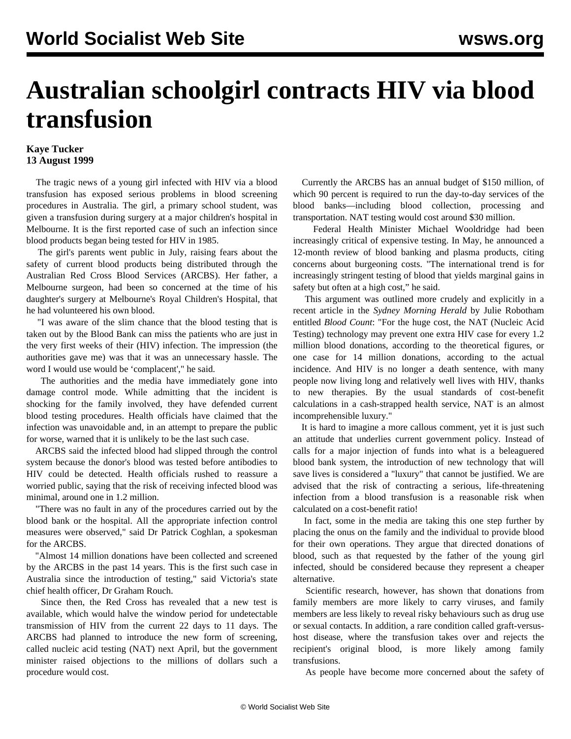# Australian schoolgirl contracts HIV via blood transfusion

**Kaye Tucker**
**13 August 1999**

The tragic news of a young girl infected with HIV via a blood transfusion has exposed serious problems in blood screening procedures in Australia. The girl, a primary school student, was given a transfusion during surgery at a major children's hospital in Melbourne. It is the first reported case of such an infection since blood products began being tested for HIV in 1985.

The girl's parents went public in July, raising fears about the safety of current blood products being distributed through the Australian Red Cross Blood Services (ARCBS). Her father, a Melbourne surgeon, had been so concerned at the time of his daughter's surgery at Melbourne's Royal Children's Hospital, that he had volunteered his own blood.

"I was aware of the slim chance that the blood testing that is taken out by the Blood Bank can miss the patients who are just in the very first weeks of their (HIV) infection. The impression (the authorities gave me) was that it was an unnecessary hassle. The word I would use would be 'complacent'," he said.

The authorities and the media have immediately gone into damage control mode. While admitting that the incident is shocking for the family involved, they have defended current blood testing procedures. Health officials have claimed that the infection was unavoidable and, in an attempt to prepare the public for worse, warned that it is unlikely to be the last such case.

ARCBS said the infected blood had slipped through the control system because the donor's blood was tested before antibodies to HIV could be detected. Health officials rushed to reassure a worried public, saying that the risk of receiving infected blood was minimal, around one in 1.2 million.

"There was no fault in any of the procedures carried out by the blood bank or the hospital. All the appropriate infection control measures were observed," said Dr Patrick Coghlan, a spokesman for the ARCBS.

"Almost 14 million donations have been collected and screened by the ARCBS in the past 14 years. This is the first such case in Australia since the introduction of testing," said Victoria's state chief health officer, Dr Graham Rouch.

Since then, the Red Cross has revealed that a new test is available, which would halve the window period for undetectable transmission of HIV from the current 22 days to 11 days. The ARCBS had planned to introduce the new form of screening, called nucleic acid testing (NAT) next April, but the government minister raised objections to the millions of dollars such a procedure would cost.

Currently the ARCBS has an annual budget of $150 million, of which 90 percent is required to run the day-to-day services of the blood banks—including blood collection, processing and transportation. NAT testing would cost around $30 million.

Federal Health Minister Michael Wooldridge had been increasingly critical of expensive testing. In May, he announced a 12-month review of blood banking and plasma products, citing concerns about burgeoning costs. "The international trend is for increasingly stringent testing of blood that yields marginal gains in safety but often at a high cost," he said.

This argument was outlined more crudely and explicitly in a recent article in the *Sydney Morning Herald* by Julie Robotham entitled *Blood Count*: "For the huge cost, the NAT (Nucleic Acid Testing) technology may prevent one extra HIV case for every 1.2 million blood donations, according to the theoretical figures, or one case for 14 million donations, according to the actual incidence. And HIV is no longer a death sentence, with many people now living long and relatively well lives with HIV, thanks to new therapies. By the usual standards of cost-benefit calculations in a cash-strapped health service, NAT is an almost incomprehensible luxury."

It is hard to imagine a more callous comment, yet it is just such an attitude that underlies current government policy. Instead of calls for a major injection of funds into what is a beleaguered blood bank system, the introduction of new technology that will save lives is considered a "luxury" that cannot be justified. We are advised that the risk of contracting a serious, life-threatening infection from a blood transfusion is a reasonable risk when calculated on a cost-benefit ratio!

In fact, some in the media are taking this one step further by placing the onus on the family and the individual to provide blood for their own operations. They argue that directed donations of blood, such as that requested by the father of the young girl infected, should be considered because they represent a cheaper alternative.

Scientific research, however, has shown that donations from family members are more likely to carry viruses, and family members are less likely to reveal risky behaviours such as drug use or sexual contacts. In addition, a rare condition called graft-versus-host disease, where the transfusion takes over and rejects the recipient's original blood, is more likely among family transfusions.

As people have become more concerned about the safety of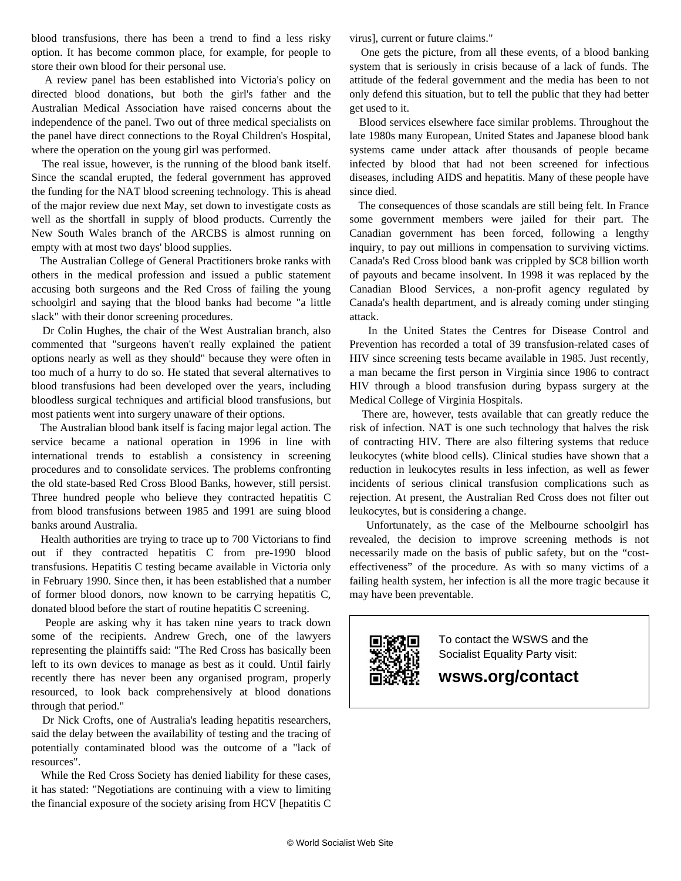blood transfusions, there has been a trend to find a less risky option. It has become common place, for example, for people to store their own blood for their personal use.

A review panel has been established into Victoria's policy on directed blood donations, but both the girl's father and the Australian Medical Association have raised concerns about the independence of the panel. Two out of three medical specialists on the panel have direct connections to the Royal Children's Hospital, where the operation on the young girl was performed.

The real issue, however, is the running of the blood bank itself. Since the scandal erupted, the federal government has approved the funding for the NAT blood screening technology. This is ahead of the major review due next May, set down to investigate costs as well as the shortfall in supply of blood products. Currently the New South Wales branch of the ARCBS is almost running on empty with at most two days' blood supplies.

The Australian College of General Practitioners broke ranks with others in the medical profession and issued a public statement accusing both surgeons and the Red Cross of failing the young schoolgirl and saying that the blood banks had become "a little slack" with their donor screening procedures.

Dr Colin Hughes, the chair of the West Australian branch, also commented that "surgeons haven't really explained the patient options nearly as well as they should" because they were often in too much of a hurry to do so. He stated that several alternatives to blood transfusions had been developed over the years, including bloodless surgical techniques and artificial blood transfusions, but most patients went into surgery unaware of their options.

The Australian blood bank itself is facing major legal action. The service became a national operation in 1996 in line with international trends to establish a consistency in screening procedures and to consolidate services. The problems confronting the old state-based Red Cross Blood Banks, however, still persist. Three hundred people who believe they contracted hepatitis C from blood transfusions between 1985 and 1991 are suing blood banks around Australia.

Health authorities are trying to trace up to 700 Victorians to find out if they contracted hepatitis C from pre-1990 blood transfusions. Hepatitis C testing became available in Victoria only in February 1990. Since then, it has been established that a number of former blood donors, now known to be carrying hepatitis C, donated blood before the start of routine hepatitis C screening.

People are asking why it has taken nine years to track down some of the recipients. Andrew Grech, one of the lawyers representing the plaintiffs said: "The Red Cross has basically been left to its own devices to manage as best as it could. Until fairly recently there has never been any organised program, properly resourced, to look back comprehensively at blood donations through that period."

Dr Nick Crofts, one of Australia's leading hepatitis researchers, said the delay between the availability of testing and the tracing of potentially contaminated blood was the outcome of a "lack of resources".

While the Red Cross Society has denied liability for these cases, it has stated: "Negotiations are continuing with a view to limiting the financial exposure of the society arising from HCV [hepatitis C virus], current or future claims."

One gets the picture, from all these events, of a blood banking system that is seriously in crisis because of a lack of funds. The attitude of the federal government and the media has been to not only defend this situation, but to tell the public that they had better get used to it.

Blood services elsewhere face similar problems. Throughout the late 1980s many European, United States and Japanese blood bank systems came under attack after thousands of people became infected by blood that had not been screened for infectious diseases, including AIDS and hepatitis. Many of these people have since died.

The consequences of those scandals are still being felt. In France some government members were jailed for their part. The Canadian government has been forced, following a lengthy inquiry, to pay out millions in compensation to surviving victims. Canada's Red Cross blood bank was crippled by $C8 billion worth of payouts and became insolvent. In 1998 it was replaced by the Canadian Blood Services, a non-profit agency regulated by Canada's health department, and is already coming under stinging attack.

In the United States the Centres for Disease Control and Prevention has recorded a total of 39 transfusion-related cases of HIV since screening tests became available in 1985. Just recently, a man became the first person in Virginia since 1986 to contract HIV through a blood transfusion during bypass surgery at the Medical College of Virginia Hospitals.

There are, however, tests available that can greatly reduce the risk of infection. NAT is one such technology that halves the risk of contracting HIV. There are also filtering systems that reduce leukocytes (white blood cells). Clinical studies have shown that a reduction in leukocytes results in less infection, as well as fewer incidents of serious clinical transfusion complications such as rejection. At present, the Australian Red Cross does not filter out leukocytes, but is considering a change.

Unfortunately, as the case of the Melbourne schoolgirl has revealed, the decision to improve screening methods is not necessarily made on the basis of public safety, but on the "cost-effectiveness" of the procedure. As with so many victims of a failing health system, her infection is all the more tragic because it may have been preventable.

To contact the WSWS and the Socialist Equality Party visit:

**wsws.org/contact**